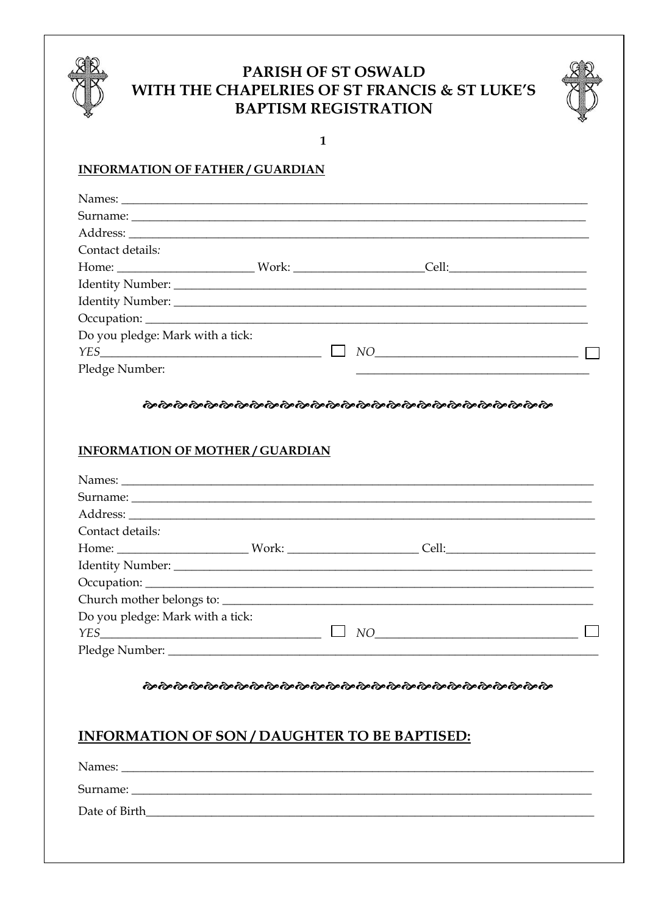# PARISH OF ST OSWALD
# WITH THE CHAPELRIES OF ST FRANCIS & ST LUKE'S
# BAPTISM REGISTRATION

1

**INFORMATION OF FATHER / GUARDIAN**

Names: ___________________________________________________________

Surname: _________________________________________________________

Address: __________________________________________________________

Contact details*:*

Home: ____________________ Work: ____________________Cell:____________________

Identity Number: ____________________________________________________

Identity Number: ____________________________________________________

Occupation: ________________________________________________________

Do you pledge: Mark with a tick:

*YES*________________________________ ☐ *NO*______________________________ ☐

Pledge Number: __________________________________

---

**INFORMATION OF MOTHER / GUARDIAN**

Names: ___________________________________________________________

Surname: _________________________________________________________

Address: __________________________________________________________

Contact details*:*

Home: ____________________ Work: ____________________ Cell:____________________

Identity Number: ____________________________________________________

Occupation: ________________________________________________________

Church mother belongs to: ____________________________________________

Do you pledge: Mark with a tick:

*YES*________________________________ ☐ *NO*______________________________ ☐

Pledge Number: _____________________________________________________

---

## INFORMATION OF SON / DAUGHTER TO BE BAPTISED:

Names: ___________________________________________________________

Surname: _________________________________________________________

Date of Birth_______________________________________________________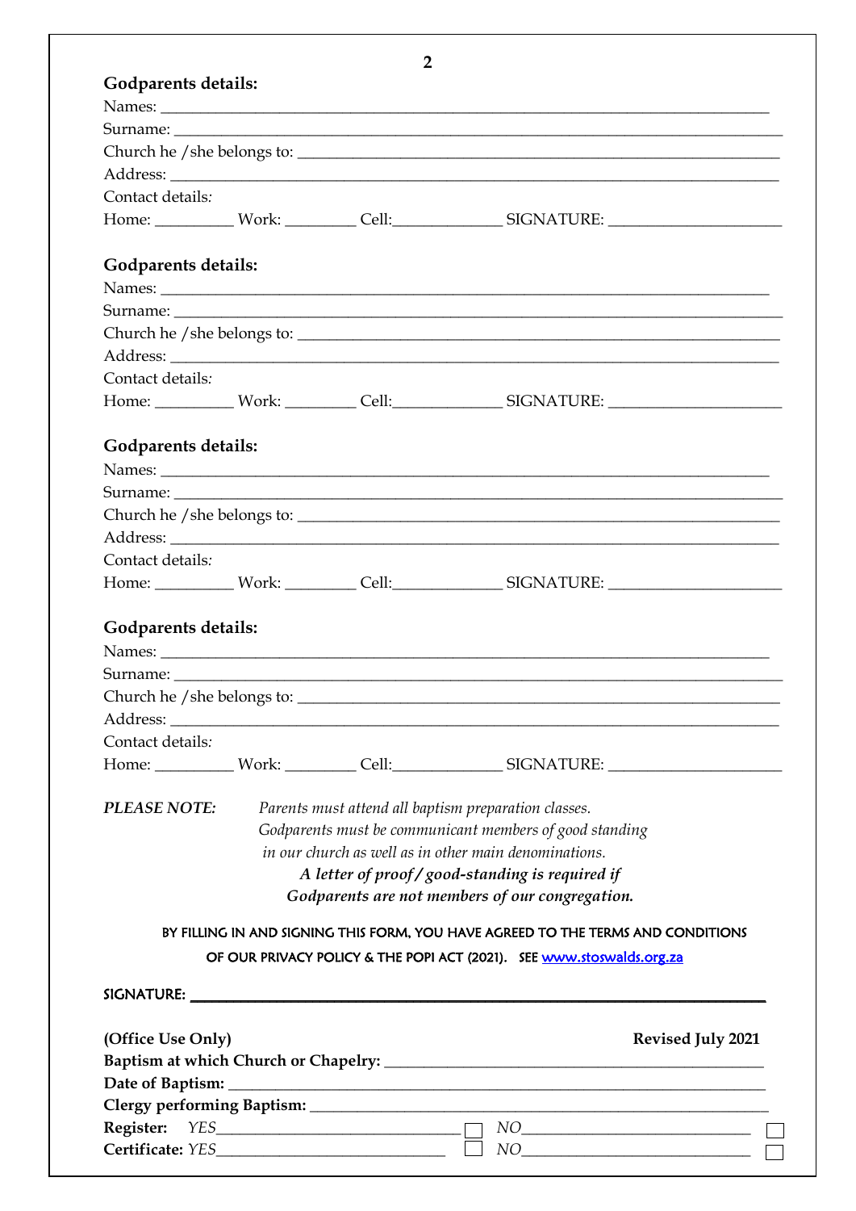**Godparents details:**

Names: \_\_\_\_\_\_\_\_\_\_\_\_\_\_\_\_\_\_\_\_\_\_\_\_\_\_\_\_\_\_\_\_\_\_\_\_\_\_\_\_\_\_\_\_\_\_\_\_\_\_\_\_\_\_\_\_\_\_\_\_\_\_\_\_\_\_\_\_\_\_\_\_

Surname: \_\_\_\_\_\_\_\_\_\_\_\_\_\_\_\_\_\_\_\_\_\_\_\_\_\_\_\_\_\_\_\_\_\_\_\_\_\_\_\_\_\_\_\_\_\_\_\_\_\_\_\_\_\_\_\_\_\_\_\_\_\_\_\_\_\_\_\_\_\_\_\_

Church he /she belongs to: \_\_\_\_\_\_\_\_\_\_\_\_\_\_\_\_\_\_\_\_\_\_\_\_\_\_\_\_\_\_\_\_\_\_\_\_\_\_\_\_\_\_\_\_\_\_\_\_\_\_\_\_\_\_\_\_

Address: \_\_\_\_\_\_\_\_\_\_\_\_\_\_\_\_\_\_\_\_\_\_\_\_\_\_\_\_\_\_\_\_\_\_\_\_\_\_\_\_\_\_\_\_\_\_\_\_\_\_\_\_\_\_\_\_\_\_\_\_\_\_\_\_\_\_\_\_\_\_\_\_

Contact details*:*

Home: \_\_\_\_\_\_\_\_\_ Work: \_\_\_\_\_\_\_\_ Cell:\_\_\_\_\_\_\_\_\_\_\_\_ SIGNATURE: \_\_\_\_\_\_\_\_\_\_\_\_\_\_\_\_\_\_\_\_

**Godparents details:**

Names: \_\_\_\_\_\_\_\_\_\_\_\_\_\_\_\_\_\_\_\_\_\_\_\_\_\_\_\_\_\_\_\_\_\_\_\_\_\_\_\_\_\_\_\_\_\_\_\_\_\_\_\_\_\_\_\_\_\_\_\_\_\_\_\_\_\_\_\_\_\_\_\_

Surname: \_\_\_\_\_\_\_\_\_\_\_\_\_\_\_\_\_\_\_\_\_\_\_\_\_\_\_\_\_\_\_\_\_\_\_\_\_\_\_\_\_\_\_\_\_\_\_\_\_\_\_\_\_\_\_\_\_\_\_\_\_\_\_\_\_\_\_\_\_\_\_\_

Church he /she belongs to: \_\_\_\_\_\_\_\_\_\_\_\_\_\_\_\_\_\_\_\_\_\_\_\_\_\_\_\_\_\_\_\_\_\_\_\_\_\_\_\_\_\_\_\_\_\_\_\_\_\_\_\_\_\_\_\_

Address: \_\_\_\_\_\_\_\_\_\_\_\_\_\_\_\_\_\_\_\_\_\_\_\_\_\_\_\_\_\_\_\_\_\_\_\_\_\_\_\_\_\_\_\_\_\_\_\_\_\_\_\_\_\_\_\_\_\_\_\_\_\_\_\_\_\_\_\_\_\_\_\_

Contact details*:*

Home: \_\_\_\_\_\_\_\_\_ Work: \_\_\_\_\_\_\_\_ Cell:\_\_\_\_\_\_\_\_\_\_\_\_ SIGNATURE: \_\_\_\_\_\_\_\_\_\_\_\_\_\_\_\_\_\_\_\_

**Godparents details:**

Names: \_\_\_\_\_\_\_\_\_\_\_\_\_\_\_\_\_\_\_\_\_\_\_\_\_\_\_\_\_\_\_\_\_\_\_\_\_\_\_\_\_\_\_\_\_\_\_\_\_\_\_\_\_\_\_\_\_\_\_\_\_\_\_\_\_\_\_\_\_\_\_\_

Surname: \_\_\_\_\_\_\_\_\_\_\_\_\_\_\_\_\_\_\_\_\_\_\_\_\_\_\_\_\_\_\_\_\_\_\_\_\_\_\_\_\_\_\_\_\_\_\_\_\_\_\_\_\_\_\_\_\_\_\_\_\_\_\_\_\_\_\_\_\_\_\_\_

Church he /she belongs to: \_\_\_\_\_\_\_\_\_\_\_\_\_\_\_\_\_\_\_\_\_\_\_\_\_\_\_\_\_\_\_\_\_\_\_\_\_\_\_\_\_\_\_\_\_\_\_\_\_\_\_\_\_\_\_\_

Address: \_\_\_\_\_\_\_\_\_\_\_\_\_\_\_\_\_\_\_\_\_\_\_\_\_\_\_\_\_\_\_\_\_\_\_\_\_\_\_\_\_\_\_\_\_\_\_\_\_\_\_\_\_\_\_\_\_\_\_\_\_\_\_\_\_\_\_\_\_\_\_\_

Contact details*:*

Home: \_\_\_\_\_\_\_\_\_ Work: \_\_\_\_\_\_\_\_ Cell:\_\_\_\_\_\_\_\_\_\_\_\_ SIGNATURE: \_\_\_\_\_\_\_\_\_\_\_\_\_\_\_\_\_\_\_\_

**Godparents details:**

Names: \_\_\_\_\_\_\_\_\_\_\_\_\_\_\_\_\_\_\_\_\_\_\_\_\_\_\_\_\_\_\_\_\_\_\_\_\_\_\_\_\_\_\_\_\_\_\_\_\_\_\_\_\_\_\_\_\_\_\_\_\_\_\_\_\_\_\_\_\_\_\_\_

Surname: \_\_\_\_\_\_\_\_\_\_\_\_\_\_\_\_\_\_\_\_\_\_\_\_\_\_\_\_\_\_\_\_\_\_\_\_\_\_\_\_\_\_\_\_\_\_\_\_\_\_\_\_\_\_\_\_\_\_\_\_\_\_\_\_\_\_\_\_\_\_\_\_

Church he /she belongs to: \_\_\_\_\_\_\_\_\_\_\_\_\_\_\_\_\_\_\_\_\_\_\_\_\_\_\_\_\_\_\_\_\_\_\_\_\_\_\_\_\_\_\_\_\_\_\_\_\_\_\_\_\_\_\_\_

Address: \_\_\_\_\_\_\_\_\_\_\_\_\_\_\_\_\_\_\_\_\_\_\_\_\_\_\_\_\_\_\_\_\_\_\_\_\_\_\_\_\_\_\_\_\_\_\_\_\_\_\_\_\_\_\_\_\_\_\_\_\_\_\_\_\_\_\_\_\_\_\_\_

Contact details*:*

Home: \_\_\_\_\_\_\_\_\_ Work: \_\_\_\_\_\_\_\_ Cell:\_\_\_\_\_\_\_\_\_\_\_\_ SIGNATURE: \_\_\_\_\_\_\_\_\_\_\_\_\_\_\_\_\_\_\_\_

***PLEASE NOTE:*** *Parents must attend all baptism preparation classes.*
*Godparents must be communicant members of good standing in our church as well as in other main denominations.*
***A letter of proof / good-standing is required if Godparents are not members of our congregation.***

BY FILLING IN AND SIGNING THIS FORM, YOU HAVE AGREED TO THE TERMS AND CONDITIONS OF OUR PRIVACY POLICY & THE POPI ACT (2021). SEE [www.stoswalds.org.za](http://www.stoswalds.org.za)

SIGNATURE: \_\_\_\_\_\_\_\_\_\_\_\_\_\_\_\_\_\_\_\_\_\_\_\_\_\_\_\_\_\_\_\_\_\_\_\_\_\_\_\_\_\_\_\_\_\_\_\_\_\_\_\_\_\_\_\_\_\_\_\_\_\_\_\_\_\_\_\_

**(Office Use Only)** **Revised July 2021**

**Baptism at which Church or Chapelry:** \_\_\_\_\_\_\_\_\_\_\_\_\_\_\_\_\_\_\_\_\_\_\_\_\_\_\_\_\_\_\_\_\_\_\_\_\_\_\_\_\_\_\_\_

**Date of Baptism:** \_\_\_\_\_\_\_\_\_\_\_\_\_\_\_\_\_\_\_\_\_\_\_\_\_\_\_\_\_\_\_\_\_\_\_\_\_\_\_\_\_\_\_\_\_\_\_\_\_\_\_\_\_\_\_\_\_\_\_\_\_\_

**Clergy performing Baptism:** \_\_\_\_\_\_\_\_\_\_\_\_\_\_\_\_\_\_\_\_\_\_\_\_\_\_\_\_\_\_\_\_\_\_\_\_\_\_\_\_\_\_\_\_\_\_\_\_\_\_\_\_\_\_

**Register:** *YES*\_\_\_\_\_\_\_\_\_\_\_\_\_\_\_\_\_\_\_\_\_\_\_\_\_\_\_\_\_\_ ☐ *NO*\_\_\_\_\_\_\_\_\_\_\_\_\_\_\_\_\_\_\_\_\_\_\_\_\_\_\_\_ ☐

**Certificate:** *YES*\_\_\_\_\_\_\_\_\_\_\_\_\_\_\_\_\_\_\_\_\_\_\_\_\_\_\_\_\_ ☐ *NO*\_\_\_\_\_\_\_\_\_\_\_\_\_\_\_\_\_\_\_\_\_\_\_\_\_\_\_\_ ☐